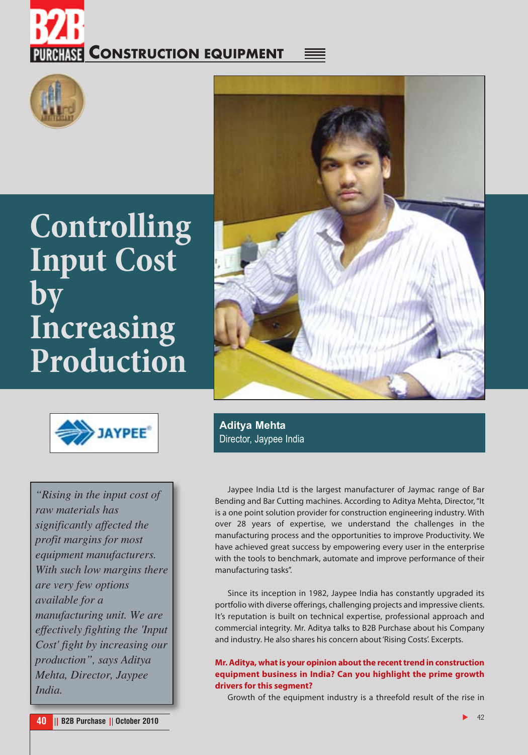# Controlling Input Cost by Increasing Production

**Aditya Mehta**
Director, Jaypee India

> *"Rising in the input cost of raw materials has significantly affected the profit margins for most equipment manufacturers. With such low margins there are very few options available for a manufacturing unit. We are effectively fighting the 'Input Cost' fight by increasing our production", says Aditya Mehta, Director, Jaypee India.*

Jaypee India Ltd is the largest manufacturer of Jaymac range of Bar Bending and Bar Cutting machines. According to Aditya Mehta, Director, "It is a one point solution provider for construction engineering industry. With over 28 years of expertise, we understand the challenges in the manufacturing process and the opportunities to improve Productivity. We have achieved great success by empowering every user in the enterprise with the tools to benchmark, automate and improve performance of their manufacturing tasks".

Since its inception in 1982, Jaypee India has constantly upgraded its portfolio with diverse offerings, challenging projects and impressive clients. It's reputation is built on technical expertise, professional approach and commercial integrity. Mr. Aditya talks to B2B Purchase about his Company and industry. He also shares his concern about 'Rising Costs'. Excerpts.

**Mr. Aditya, what is your opinion about the recent trend in construction equipment business in India? Can you highlight the prime growth drivers for this segment?**

Growth of the equipment industry is a threefold result of the rise in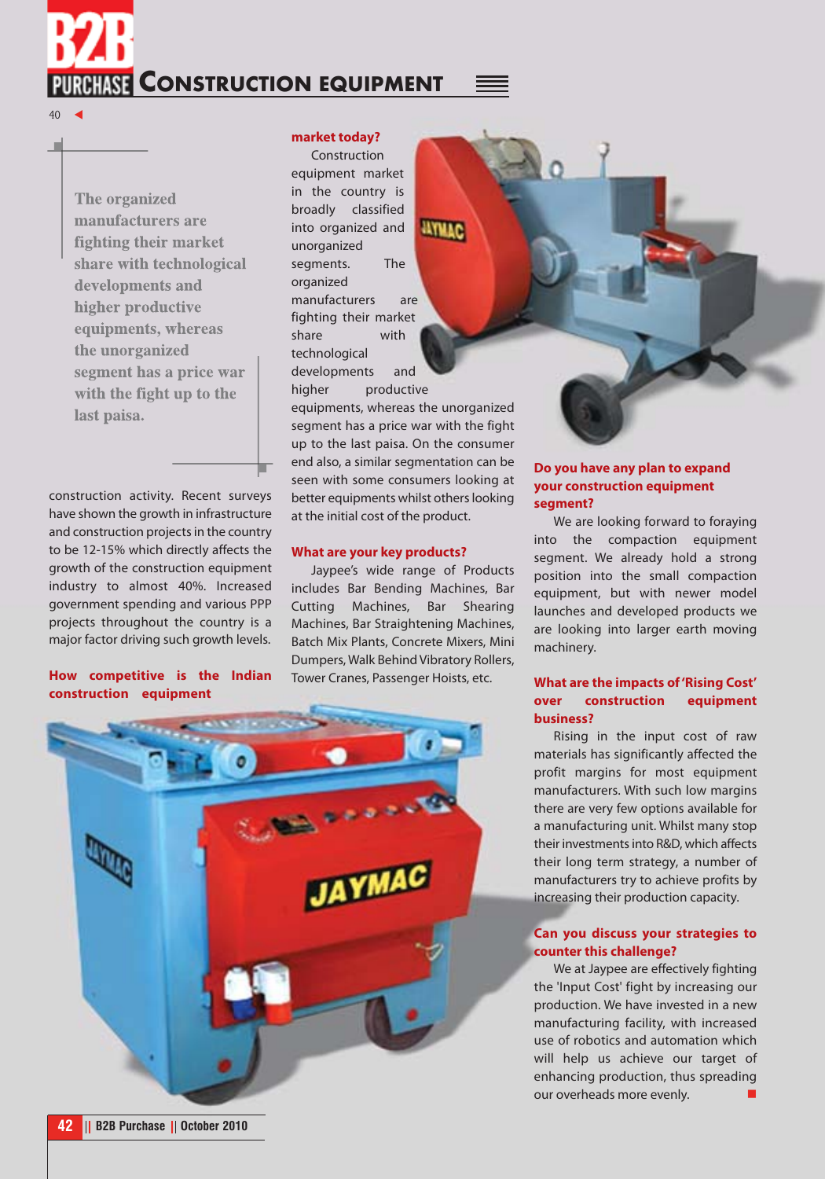> The organized manufacturers are fighting their market share with technological developments and higher productive equipments, whereas the unorganized segment has a price war with the fight up to the last paisa.

construction activity. Recent surveys have shown the growth in infrastructure and construction projects in the country to be 12-15% which directly affects the growth of the construction equipment industry to almost 40%. Increased government spending and various PPP projects throughout the country is a major factor driving such growth levels.

**How competitive is the Indian construction equipment market today?**

Construction equipment market in the country is broadly classified into organized and unorganized segments. The organized manufacturers are fighting their market share with technological developments and higher productive equipments, whereas the unorganized segment has a price war with the fight up to the last paisa. On the consumer end also, a similar segmentation can be seen with some consumers looking at better equipments whilst others looking at the initial cost of the product.

**What are your key products?**

Jaypee's wide range of Products includes Bar Bending Machines, Bar Cutting Machines, Bar Shearing Machines, Bar Straightening Machines, Batch Mix Plants, Concrete Mixers, Mini Dumpers, Walk Behind Vibratory Rollers, Tower Cranes, Passenger Hoists, etc.

**Do you have any plan to expand your construction equipment segment?**

We are looking forward to foraying into the compaction equipment segment. We already hold a strong position into the small compaction equipment, but with newer model launches and developed products we are looking into larger earth moving machinery.

**What are the impacts of 'Rising Cost' over construction equipment business?**

Rising in the input cost of raw materials has significantly affected the profit margins for most equipment manufacturers. With such low margins there are very few options available for a manufacturing unit. Whilst many stop their investments into R&D, which affects their long term strategy, a number of manufacturers try to achieve profits by increasing their production capacity.

**Can you discuss your strategies to counter this challenge?**

We at Jaypee are effectively fighting the 'Input Cost' fight by increasing our production. We have invested in a new manufacturing facility, with increased use of robotics and automation which will help us achieve our target of enhancing production, thus spreading our overheads more evenly.